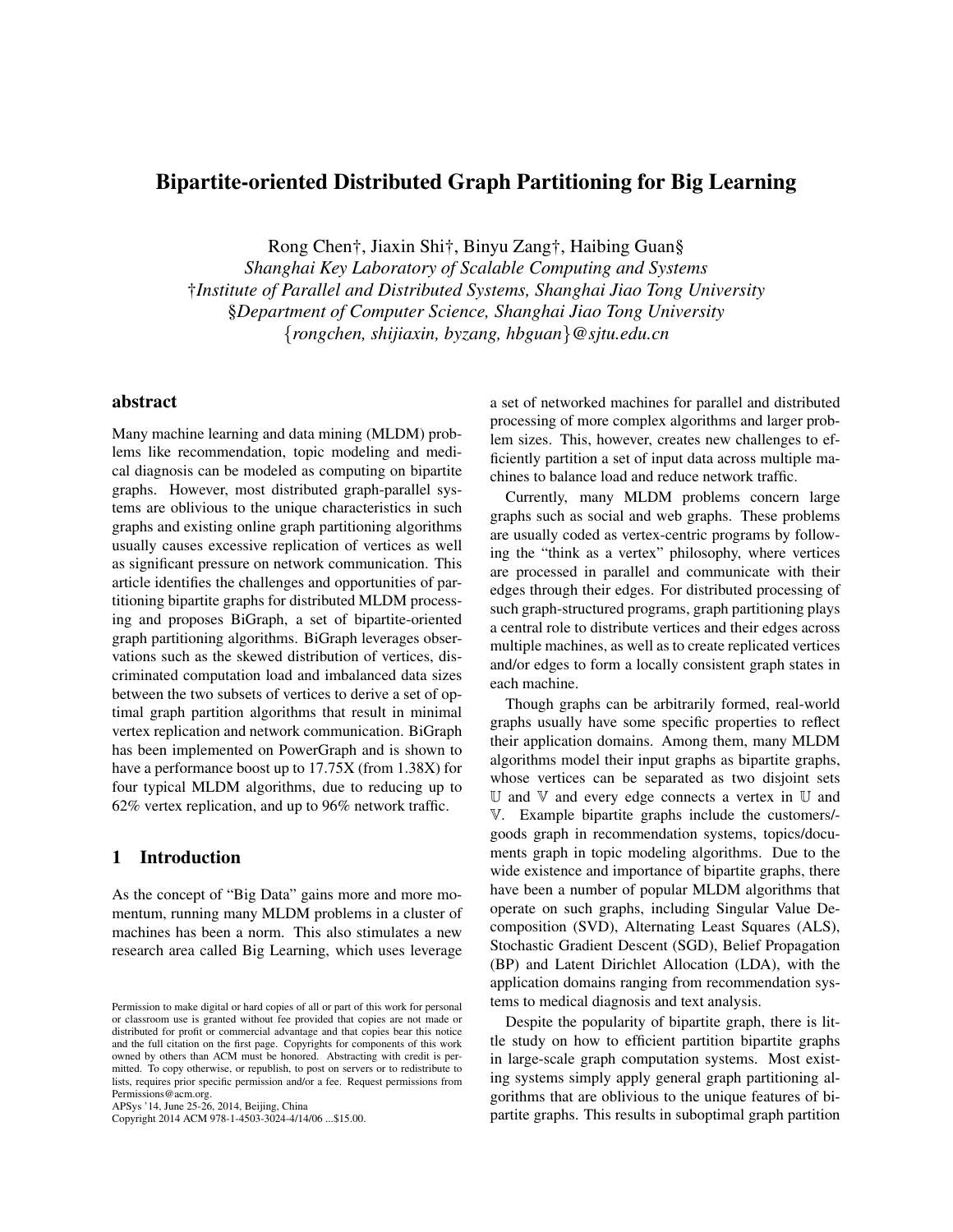# Bipartite-oriented Distributed Graph Partitioning for Big Learning

Rong Chen†, Jiaxin Shi†, Binyu Zang†, Haibing Guan§

*Shanghai Key Laboratory of Scalable Computing and Systems*

†*Institute of Parallel and Distributed Systems, Shanghai Jiao Tong University*

§*Department of Computer Science, Shanghai Jiao Tong University*

{*rongchen, shijiaxin, byzang, hbguan*}*@sjtu.edu.cn*

## abstract

Many machine learning and data mining (MLDM) problems like recommendation, topic modeling and medical diagnosis can be modeled as computing on bipartite graphs. However, most distributed graph-parallel systems are oblivious to the unique characteristics in such graphs and existing online graph partitioning algorithms usually causes excessive replication of vertices as well as significant pressure on network communication. This article identifies the challenges and opportunities of partitioning bipartite graphs for distributed MLDM processing and proposes BiGraph, a set of bipartite-oriented graph partitioning algorithms. BiGraph leverages observations such as the skewed distribution of vertices, discriminated computation load and imbalanced data sizes between the two subsets of vertices to derive a set of optimal graph partition algorithms that result in minimal vertex replication and network communication. BiGraph has been implemented on PowerGraph and is shown to have a performance boost up to 17.75X (from 1.38X) for four typical MLDM algorithms, due to reducing up to 62% vertex replication, and up to 96% network traffic.

## 1 Introduction

As the concept of "Big Data" gains more and more momentum, running many MLDM problems in a cluster of machines has been a norm. This also stimulates a new research area called Big Learning, which uses leverage a set of networked machines for parallel and distributed processing of more complex algorithms and larger problem sizes. This, however, creates new challenges to efficiently partition a set of input data across multiple machines to balance load and reduce network traffic.

Currently, many MLDM problems concern large graphs such as social and web graphs. These problems are usually coded as vertex-centric programs by following the "think as a vertex" philosophy, where vertices are processed in parallel and communicate with their edges through their edges. For distributed processing of such graph-structured programs, graph partitioning plays a central role to distribute vertices and their edges across multiple machines, as well as to create replicated vertices and/or edges to form a locally consistent graph states in each machine.

Though graphs can be arbitrarily formed, real-world graphs usually have some specific properties to reflect their application domains. Among them, many MLDM algorithms model their input graphs as bipartite graphs, whose vertices can be separated as two disjoint sets $\mathbb{U}$ and $\mathbb{V}$ and every edge connects a vertex in $\mathbb{U}$ and $\mathbb{V}$. Example bipartite graphs include the customers/goods graph in recommendation systems, topics/documents graph in topic modeling algorithms. Due to the wide existence and importance of bipartite graphs, there have been a number of popular MLDM algorithms that operate on such graphs, including Singular Value Decomposition (SVD), Alternating Least Squares (ALS), Stochastic Gradient Descent (SGD), Belief Propagation (BP) and Latent Dirichlet Allocation (LDA), with the application domains ranging from recommendation systems to medical diagnosis and text analysis.

Despite the popularity of bipartite graph, there is little study on how to efficient partition bipartite graphs in large-scale graph computation systems. Most existing systems simply apply general graph partitioning algorithms that are oblivious to the unique features of bipartite graphs. This results in suboptimal graph partition

Permission to make digital or hard copies of all or part of this work for personal or classroom use is granted without fee provided that copies are not made or distributed for profit or commercial advantage and that copies bear this notice and the full citation on the first page. Copyrights for components of this work owned by others than ACM must be honored. Abstracting with credit is permitted. To copy otherwise, or republish, to post on servers or to redistribute to lists, requires prior specific permission and/or a fee. Request permissions from Permissions@acm.org.

APSys '14, June 25-26, 2014, Beijing, China

Copyright 2014 ACM 978-1-4503-3024-4/14/06 ...$15.00.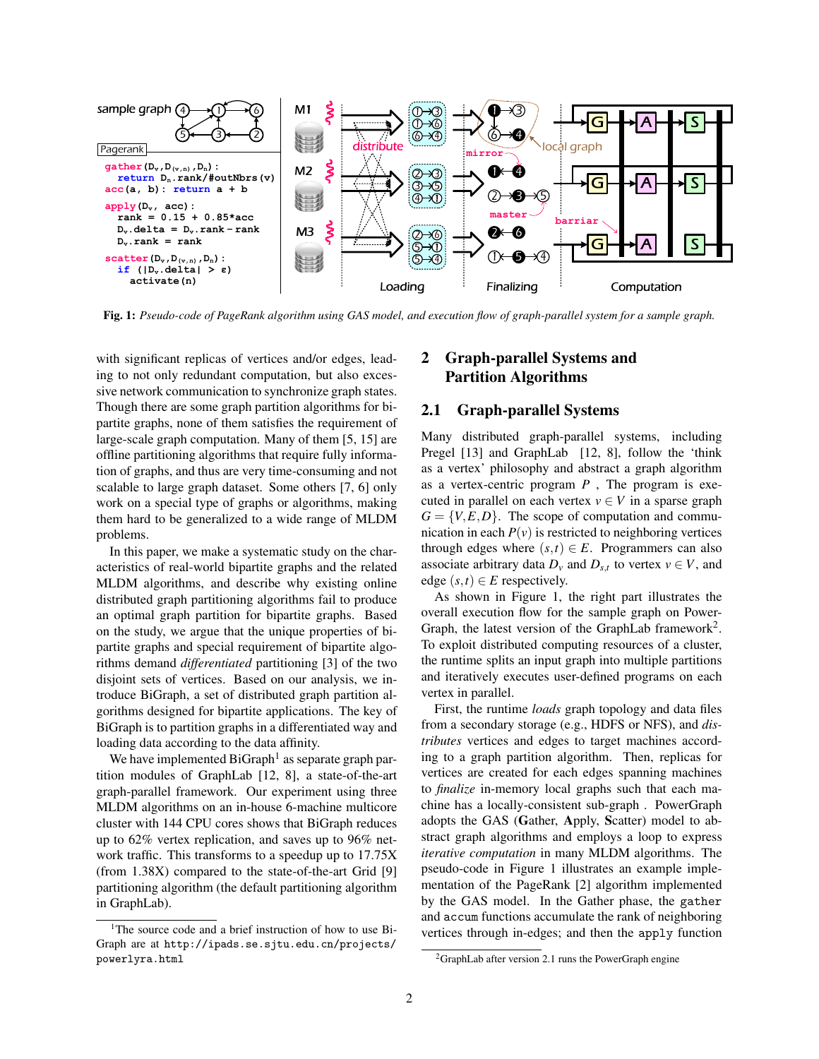**Fig. 1:** *Pseudo-code of PageRank algorithm using GAS model, and execution flow of graph-parallel system for a sample graph.*

with significant replicas of vertices and/or edges, leading to not only redundant computation, but also excessive network communication to synchronize graph states. Though there are some graph partition algorithms for bipartite graphs, none of them satisfies the requirement of large-scale graph computation. Many of them [5, 15] are offline partitioning algorithms that require fully information of graphs, and thus are very time-consuming and not scalable to large graph dataset. Some others [7, 6] only work on a special type of graphs or algorithms, making them hard to be generalized to a wide range of MLDM problems.

In this paper, we make a systematic study on the characteristics of real-world bipartite graphs and the related MLDM algorithms, and describe why existing online distributed graph partitioning algorithms fail to produce an optimal graph partition for bipartite graphs. Based on the study, we argue that the unique properties of bipartite graphs and special requirement of bipartite algorithms demand *differentiated* partitioning [3] of the two disjoint sets of vertices. Based on our analysis, we introduce BiGraph, a set of distributed graph partition algorithms designed for bipartite applications. The key of BiGraph is to partition graphs in a differentiated way and loading data according to the data affinity.

We have implemented BiGraph[1] as separate graph partition modules of GraphLab [12, 8], a state-of-the-art graph-parallel framework. Our experiment using three MLDM algorithms on an in-house 6-machine multicore cluster with 144 CPU cores shows that BiGraph reduces up to 62% vertex replication, and saves up to 96% network traffic. This transforms to a speedup up to 17.75X (from 1.38X) compared to the state-of-the-art Grid [9] partitioning algorithm (the default partitioning algorithm in GraphLab).

[1] The source code and a brief instruction of how to use BiGraph are at `http://ipads.se.sjtu.edu.cn/projects/powerlyra.html`

## 2 Graph-parallel Systems and Partition Algorithms

### 2.1 Graph-parallel Systems

Many distributed graph-parallel systems, including Pregel [13] and GraphLab [12, 8], follow the 'think as a vertex' philosophy and abstract a graph algorithm as a vertex-centric program $P$ , The program is executed in parallel on each vertex $v \in V$ in a sparse graph $G = \{V, E, D\}$. The scope of computation and communication in each $P(v)$ is restricted to neighboring vertices through edges where $(s,t) \in E$. Programmers can also associate arbitrary data $D_v$ and $D_{s,t}$ to vertex $v \in V$, and edge $(s,t) \in E$ respectively.

As shown in Figure 1, the right part illustrates the overall execution flow for the sample graph on PowerGraph, the latest version of the GraphLab framework[2]. To exploit distributed computing resources of a cluster, the runtime splits an input graph into multiple partitions and iteratively executes user-defined programs on each vertex in parallel.

First, the runtime *loads* graph topology and data files from a secondary storage (e.g., HDFS or NFS), and *distributes* vertices and edges to target machines according to a graph partition algorithm. Then, replicas for vertices are created for each edges spanning machines to *finalize* in-memory local graphs such that each machine has a locally-consistent sub-graph . PowerGraph adopts the GAS (**G**ather, **A**pply, **S**catter) model to abstract graph algorithms and employs a loop to express *iterative computation* in many MLDM algorithms. The pseudo-code in Figure 1 illustrates an example implementation of the PageRank [2] algorithm implemented by the GAS model. In the Gather phase, the `gather` and `accum` functions accumulate the rank of neighboring vertices through in-edges; and then the `apply` function

[2] GraphLab after version 2.1 runs the PowerGraph engine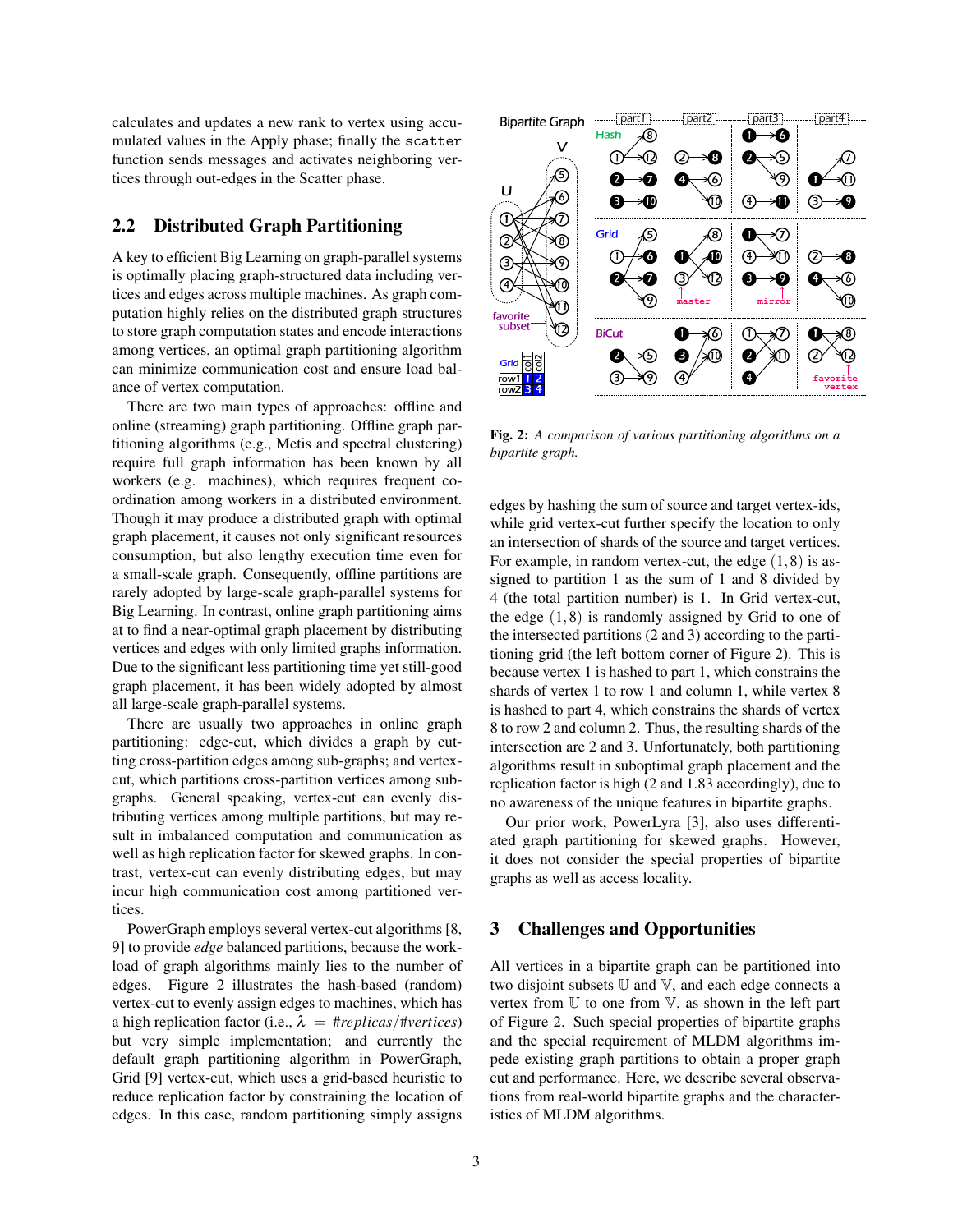calculates and updates a new rank to vertex using accumulated values in the Apply phase; finally the `scatter` function sends messages and activates neighboring vertices through out-edges in the Scatter phase.

## 2.2 Distributed Graph Partitioning

A key to efficient Big Learning on graph-parallel systems is optimally placing graph-structured data including vertices and edges across multiple machines. As graph computation highly relies on the distributed graph structures to store graph computation states and encode interactions among vertices, an optimal graph partitioning algorithm can minimize communication cost and ensure load balance of vertex computation.

There are two main types of approaches: offline and online (streaming) graph partitioning. Offline graph partitioning algorithms (e.g., Metis and spectral clustering) require full graph information has been known by all workers (e.g. machines), which requires frequent coordination among workers in a distributed environment. Though it may produce a distributed graph with optimal graph placement, it causes not only significant resources consumption, but also lengthy execution time even for a small-scale graph. Consequently, offline partitions are rarely adopted by large-scale graph-parallel systems for Big Learning. In contrast, online graph partitioning aims at to find a near-optimal graph placement by distributing vertices and edges with only limited graphs information. Due to the significant less partitioning time yet still-good graph placement, it has been widely adopted by almost all large-scale graph-parallel systems.

There are usually two approaches in online graph partitioning: edge-cut, which divides a graph by cutting cross-partition edges among sub-graphs; and vertex-cut, which partitions cross-partition vertices among sub-graphs. General speaking, vertex-cut can evenly distributing vertices among multiple partitions, but may result in imbalanced computation and communication as well as high replication factor for skewed graphs. In contrast, vertex-cut can evenly distributing edges, but may incur high communication cost among partitioned vertices.

PowerGraph employs several vertex-cut algorithms [8, 9] to provide *edge* balanced partitions, because the workload of graph algorithms mainly lies to the number of edges. Figure 2 illustrates the hash-based (random) vertex-cut to evenly assign edges to machines, which has a high replication factor (i.e., $\lambda = \#replicas/\#vertices$) but very simple implementation; and currently the default graph partitioning algorithm in PowerGraph, Grid [9] vertex-cut, which uses a grid-based heuristic to reduce replication factor by constraining the location of edges. In this case, random partitioning simply assigns edges by hashing the sum of source and target vertex-ids, while grid vertex-cut further specify the location to only an intersection of shards of the source and target vertices. For example, in random vertex-cut, the edge $(1,8)$ is assigned to partition 1 as the sum of 1 and 8 divided by 4 (the total partition number) is 1. In Grid vertex-cut, the edge $(1,8)$ is randomly assigned by Grid to one of the intersected partitions (2 and 3) according to the partitioning grid (the left bottom corner of Figure 2). This is because vertex 1 is hashed to part 1, which constrains the shards of vertex 1 to row 1 and column 1, while vertex 8 is hashed to part 4, which constrains the shards of vertex 8 to row 2 and column 2. Thus, the resulting shards of the intersection are 2 and 3. Unfortunately, both partitioning algorithms result in suboptimal graph placement and the replication factor is high (2 and 1.83 accordingly), due to no awareness of the unique features in bipartite graphs.

**Fig. 2:** *A comparison of various partitioning algorithms on a bipartite graph.*

Our prior work, PowerLyra [3], also uses differentiated graph partitioning for skewed graphs. However, it does not consider the special properties of bipartite graphs as well as access locality.

# 3 Challenges and Opportunities

All vertices in a bipartite graph can be partitioned into two disjoint subsets $\mathbb{U}$ and $\mathbb{V}$, and each edge connects a vertex from $\mathbb{U}$ to one from $\mathbb{V}$, as shown in the left part of Figure 2. Such special properties of bipartite graphs and the special requirement of MLDM algorithms impede existing graph partitions to obtain a proper graph cut and performance. Here, we describe several observations from real-world bipartite graphs and the characteristics of MLDM algorithms.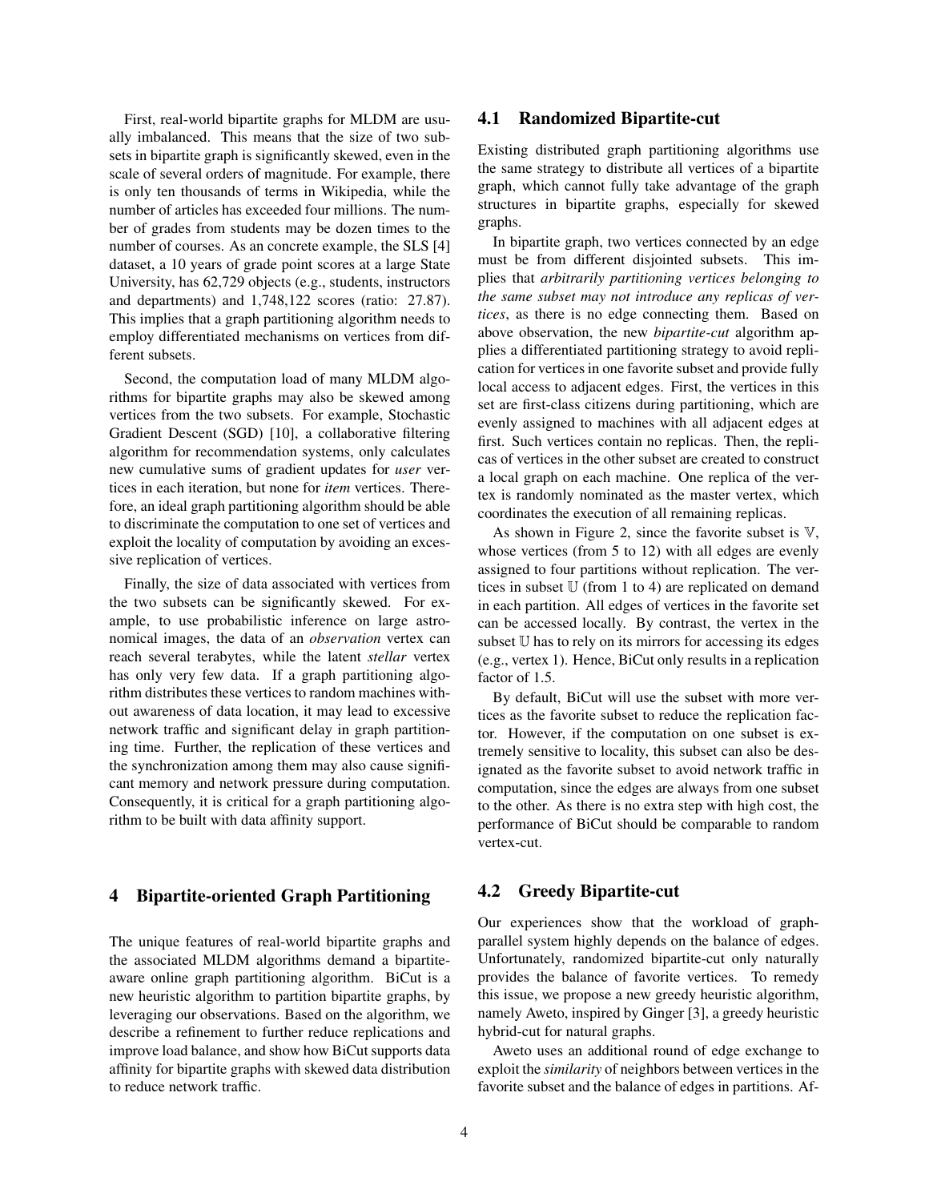First, real-world bipartite graphs for MLDM are usually imbalanced. This means that the size of two subsets in bipartite graph is significantly skewed, even in the scale of several orders of magnitude. For example, there is only ten thousands of terms in Wikipedia, while the number of articles has exceeded four millions. The number of grades from students may be dozen times to the number of courses. As an concrete example, the SLS [4] dataset, a 10 years of grade point scores at a large State University, has 62,729 objects (e.g., students, instructors and departments) and 1,748,122 scores (ratio: 27.87). This implies that a graph partitioning algorithm needs to employ differentiated mechanisms on vertices from different subsets.

Second, the computation load of many MLDM algorithms for bipartite graphs may also be skewed among vertices from the two subsets. For example, Stochastic Gradient Descent (SGD) [10], a collaborative filtering algorithm for recommendation systems, only calculates new cumulative sums of gradient updates for *user* vertices in each iteration, but none for *item* vertices. Therefore, an ideal graph partitioning algorithm should be able to discriminate the computation to one set of vertices and exploit the locality of computation by avoiding an excessive replication of vertices.

Finally, the size of data associated with vertices from the two subsets can be significantly skewed. For example, to use probabilistic inference on large astronomical images, the data of an *observation* vertex can reach several terabytes, while the latent *stellar* vertex has only very few data. If a graph partitioning algorithm distributes these vertices to random machines without awareness of data location, it may lead to excessive network traffic and significant delay in graph partitioning time. Further, the replication of these vertices and the synchronization among them may also cause significant memory and network pressure during computation. Consequently, it is critical for a graph partitioning algorithm to be built with data affinity support.

# 4 Bipartite-oriented Graph Partitioning

The unique features of real-world bipartite graphs and the associated MLDM algorithms demand a bipartite-aware online graph partitioning algorithm. BiCut is a new heuristic algorithm to partition bipartite graphs, by leveraging our observations. Based on the algorithm, we describe a refinement to further reduce replications and improve load balance, and show how BiCut supports data affinity for bipartite graphs with skewed data distribution to reduce network traffic.

## 4.1 Randomized Bipartite-cut

Existing distributed graph partitioning algorithms use the same strategy to distribute all vertices of a bipartite graph, which cannot fully take advantage of the graph structures in bipartite graphs, especially for skewed graphs.

In bipartite graph, two vertices connected by an edge must be from different disjointed subsets. This implies that *arbitrarily partitioning vertices belonging to the same subset may not introduce any replicas of vertices*, as there is no edge connecting them. Based on above observation, the new *bipartite-cut* algorithm applies a differentiated partitioning strategy to avoid replication for vertices in one favorite subset and provide fully local access to adjacent edges. First, the vertices in this set are first-class citizens during partitioning, which are evenly assigned to machines with all adjacent edges at first. Such vertices contain no replicas. Then, the replicas of vertices in the other subset are created to construct a local graph on each machine. One replica of the vertex is randomly nominated as the master vertex, which coordinates the execution of all remaining replicas.

As shown in Figure 2, since the favorite subset is $\mathbb{V}$, whose vertices (from 5 to 12) with all edges are evenly assigned to four partitions without replication. The vertices in subset $\mathbb{U}$ (from 1 to 4) are replicated on demand in each partition. All edges of vertices in the favorite set can be accessed locally. By contrast, the vertex in the subset $\mathbb{U}$ has to rely on its mirrors for accessing its edges (e.g., vertex 1). Hence, BiCut only results in a replication factor of 1.5.

By default, BiCut will use the subset with more vertices as the favorite subset to reduce the replication factor. However, if the computation on one subset is extremely sensitive to locality, this subset can also be designated as the favorite subset to avoid network traffic in computation, since the edges are always from one subset to the other. As there is no extra step with high cost, the performance of BiCut should be comparable to random vertex-cut.

## 4.2 Greedy Bipartite-cut

Our experiences show that the workload of graph-parallel system highly depends on the balance of edges. Unfortunately, randomized bipartite-cut only naturally provides the balance of favorite vertices. To remedy this issue, we propose a new greedy heuristic algorithm, namely Aweto, inspired by Ginger [3], a greedy heuristic hybrid-cut for natural graphs.

Aweto uses an additional round of edge exchange to exploit the *similarity* of neighbors between vertices in the favorite subset and the balance of edges in partitions. Af-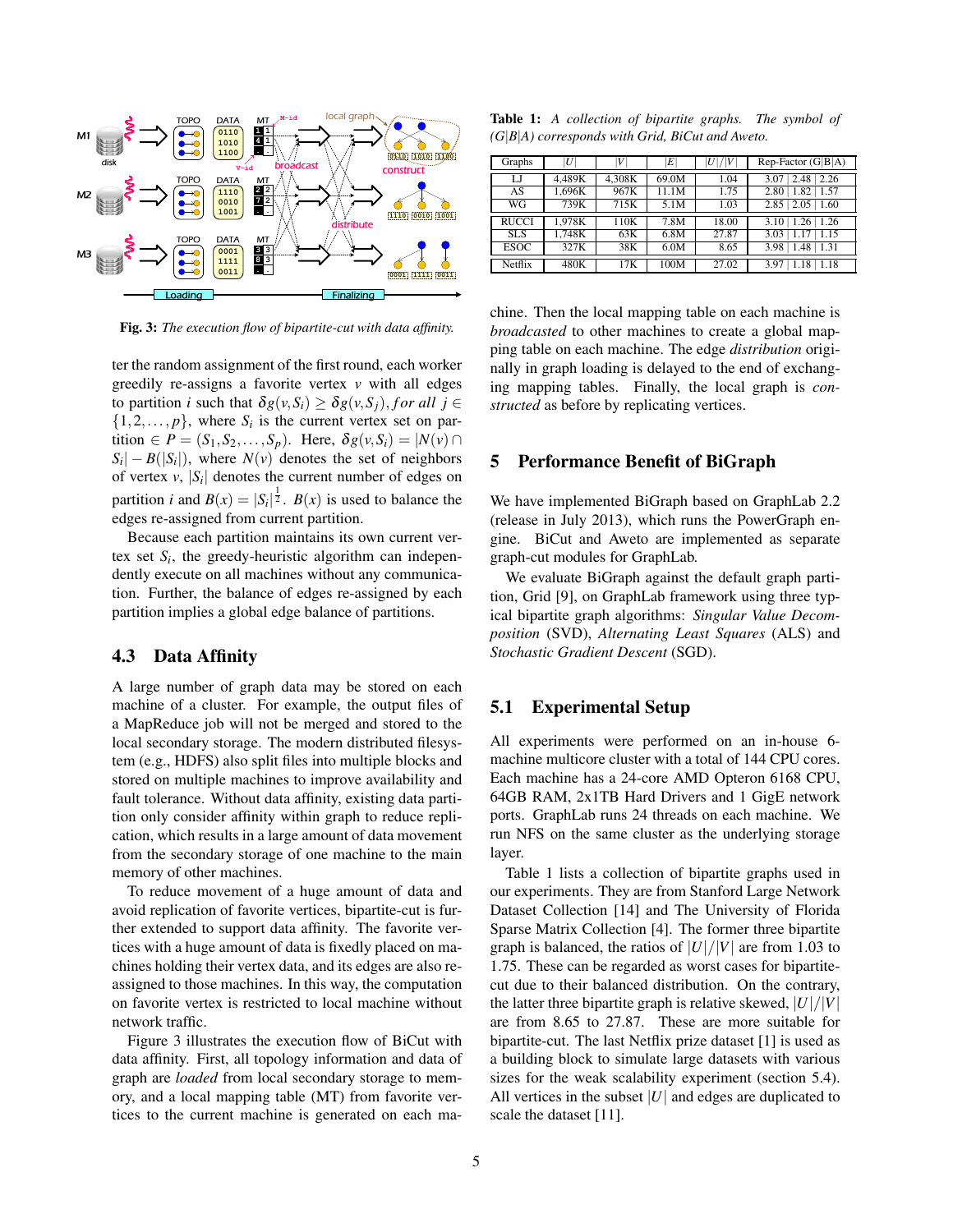Fig. 3: *The execution flow of bipartite-cut with data affinity.*

ter the random assignment of the first round, each worker greedily re-assigns a favorite vertex $v$ with all edges to partition $i$ such that $\delta g(v, S_i) \geq \delta g(v, S_j), \textit{for all } j \in \{1, 2, \ldots, p\}$, where $S_i$ is the current vertex set on partition $\in P = (S_1, S_2, \ldots, S_p)$. Here, $\delta g(v, S_i) = |N(v) \cap S_i| - B(|S_i|)$, where $N(v)$ denotes the set of neighbors of vertex $v$, $|S_i|$ denotes the current number of edges on partition $i$ and $B(x) = |S_i|^{\frac{1}{2}}$. $B(x)$ is used to balance the edges re-assigned from current partition.

Because each partition maintains its own current vertex set $S_i$, the greedy-heuristic algorithm can independently execute on all machines without any communication. Further, the balance of edges re-assigned by each partition implies a global edge balance of partitions.

### 4.3 Data Affinity

A large number of graph data may be stored on each machine of a cluster. For example, the output files of a MapReduce job will not be merged and stored to the local secondary storage. The modern distributed filesystem (e.g., HDFS) also split files into multiple blocks and stored on multiple machines to improve availability and fault tolerance. Without data affinity, existing data partition only consider affinity within graph to reduce replication, which results in a large amount of data movement from the secondary storage of one machine to the main memory of other machines.

To reduce movement of a huge amount of data and avoid replication of favorite vertices, bipartite-cut is further extended to support data affinity. The favorite vertices with a huge amount of data is fixedly placed on machines holding their vertex data, and its edges are also re-assigned to those machines. In this way, the computation on favorite vertex is restricted to local machine without network traffic.

Figure 3 illustrates the execution flow of BiCut with data affinity. First, all topology information and data of graph are *loaded* from local secondary storage to memory, and a local mapping table (MT) from favorite vertices to the current machine is generated on each machine. Then the local mapping table on each machine is *broadcasted* to other machines to create a global mapping table on each machine. The edge *distribution* originally in graph loading is delayed to the end of exchanging mapping tables. Finally, the local graph is *constructed* as before by replicating vertices.

Table 1: *A collection of bipartite graphs. The symbol of (G|B|A) corresponds with Grid, BiCut and Aweto.*

| Graphs | $\|U\|$ | $\|V\|$ | $\|E\|$ | $\|U\|/\|V\|$ | Rep-Factor (G\|B\|A) |
|---|---|---|---|---|---|
| LJ | 4,489K | 4,308K | 69.0M | 1.04 | 3.07 \| 2.48 \| 2.26 |
| AS | 1,696K | 967K | 11.1M | 1.75 | 2.80 \| 1.82 \| 1.57 |
| WG | 739K | 715K | 5.1M | 1.03 | 2.85 \| 2.05 \| 1.60 |
| RUCCI | 1,978K | 110K | 7.8M | 18.00 | 3.10 \| 1.26 \| 1.26 |
| SLS | 1,748K | 63K | 6.8M | 27.87 | 3.03 \| 1.17 \| 1.15 |
| ESOC | 327K | 38K | 6.0M | 8.65 | 3.98 \| 1.48 \| 1.31 |
| Netflix | 480K | 17K | 100M | 27.02 | 3.97 \| 1.18 \| 1.18 |

## 5 Performance Benefit of BiGraph

We have implemented BiGraph based on GraphLab 2.2 (release in July 2013), which runs the PowerGraph engine. BiCut and Aweto are implemented as separate graph-cut modules for GraphLab.

We evaluate BiGraph against the default graph partition, Grid [9], on GraphLab framework using three typical bipartite graph algorithms: *Singular Value Decomposition* (SVD), *Alternating Least Squares* (ALS) and *Stochastic Gradient Descent* (SGD).

### 5.1 Experimental Setup

All experiments were performed on an in-house 6-machine multicore cluster with a total of 144 CPU cores. Each machine has a 24-core AMD Opteron 6168 CPU, 64GB RAM, 2x1TB Hard Drivers and 1 GigE network ports. GraphLab runs 24 threads on each machine. We run NFS on the same cluster as the underlying storage layer.

Table 1 lists a collection of bipartite graphs used in our experiments. They are from Stanford Large Network Dataset Collection [14] and The University of Florida Sparse Matrix Collection [4]. The former three bipartite graph is balanced, the ratios of $|U|/|V|$ are from 1.03 to 1.75. These can be regarded as worst cases for bipartite-cut due to their balanced distribution. On the contrary, the latter three bipartite graph is relative skewed, $|U|/|V|$ are from 8.65 to 27.87. These are more suitable for bipartite-cut. The last Netflix prize dataset [1] is used as a building block to simulate large datasets with various sizes for the weak scalability experiment (section 5.4). All vertices in the subset $|U|$ and edges are duplicated to scale the dataset [11].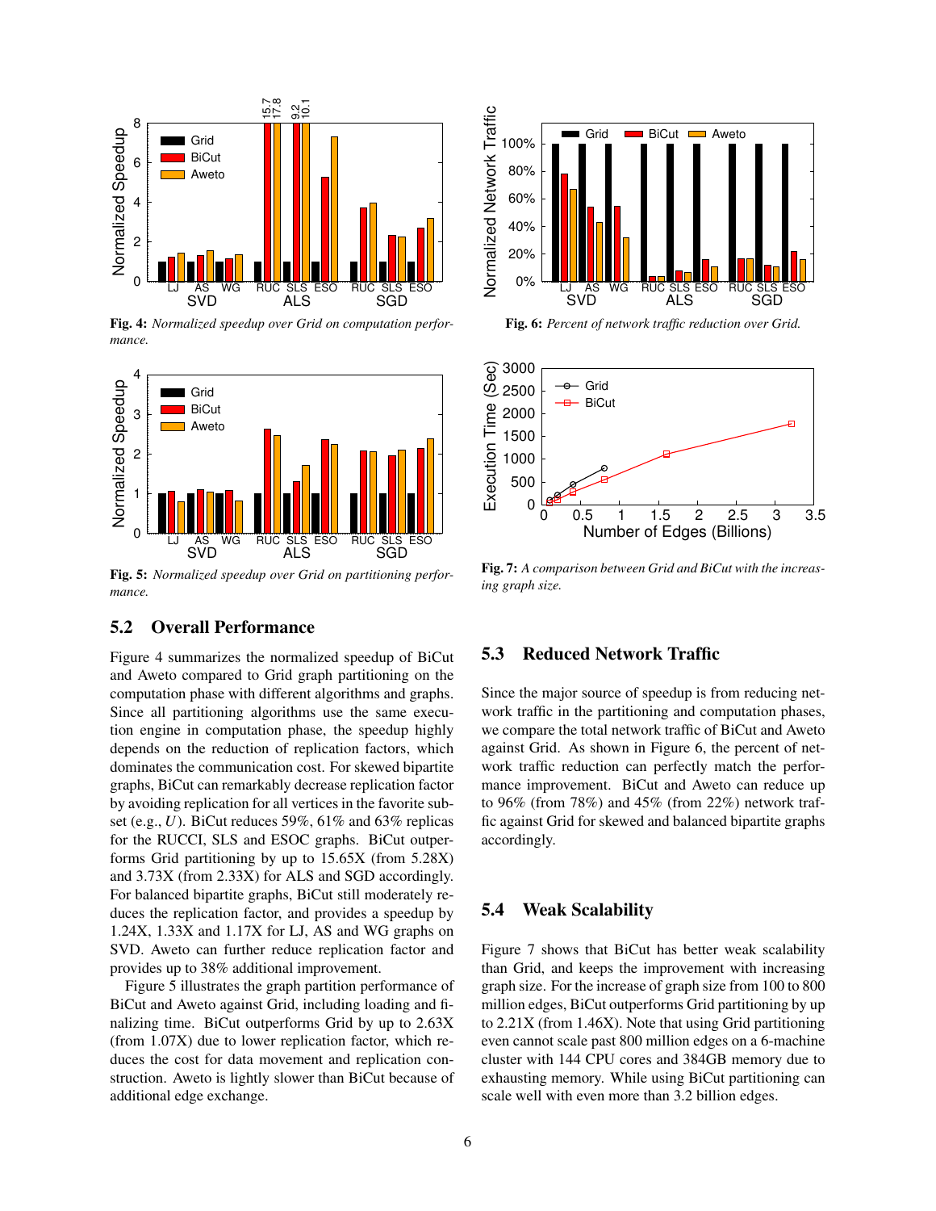Fig. 4: *Normalized speedup over Grid on computation performance.*

Fig. 5: *Normalized speedup over Grid on partitioning performance.*

Fig. 6: *Percent of network traffic reduction over Grid.*

Fig. 7: *A comparison between Grid and BiCut with the increasing graph size.*

## 5.2 Overall Performance

Figure 4 summarizes the normalized speedup of BiCut and Aweto compared to Grid graph partitioning on the computation phase with different algorithms and graphs. Since all partitioning algorithms use the same execution engine in computation phase, the speedup highly depends on the reduction of replication factors, which dominates the communication cost. For skewed bipartite graphs, BiCut can remarkably decrease replication factor by avoiding replication for all vertices in the favorite subset (e.g., $U$). BiCut reduces 59%, 61% and 63% replicas for the RUCCI, SLS and ESOC graphs. BiCut outperforms Grid partitioning by up to 15.65X (from 5.28X) and 3.73X (from 2.33X) for ALS and SGD accordingly. For balanced bipartite graphs, BiCut still moderately reduces the replication factor, and provides a speedup by 1.24X, 1.33X and 1.17X for LJ, AS and WG graphs on SVD. Aweto can further reduce replication factor and provides up to 38% additional improvement.

Figure 5 illustrates the graph partition performance of BiCut and Aweto against Grid, including loading and finalizing time. BiCut outperforms Grid by up to 2.63X (from 1.07X) due to lower replication factor, which reduces the cost for data movement and replication construction. Aweto is lightly slower than BiCut because of additional edge exchange.

## 5.3 Reduced Network Traffic

Since the major source of speedup is from reducing network traffic in the partitioning and computation phases, we compare the total network traffic of BiCut and Aweto against Grid. As shown in Figure 6, the percent of network traffic reduction can perfectly match the performance improvement. BiCut and Aweto can reduce up to 96% (from 78%) and 45% (from 22%) network traffic against Grid for skewed and balanced bipartite graphs accordingly.

## 5.4 Weak Scalability

Figure 7 shows that BiCut has better weak scalability than Grid, and keeps the improvement with increasing graph size. For the increase of graph size from 100 to 800 million edges, BiCut outperforms Grid partitioning by up to 2.21X (from 1.46X). Note that using Grid partitioning even cannot scale past 800 million edges on a 6-machine cluster with 144 CPU cores and 384GB memory due to exhausting memory. While using BiCut partitioning can scale well with even more than 3.2 billion edges.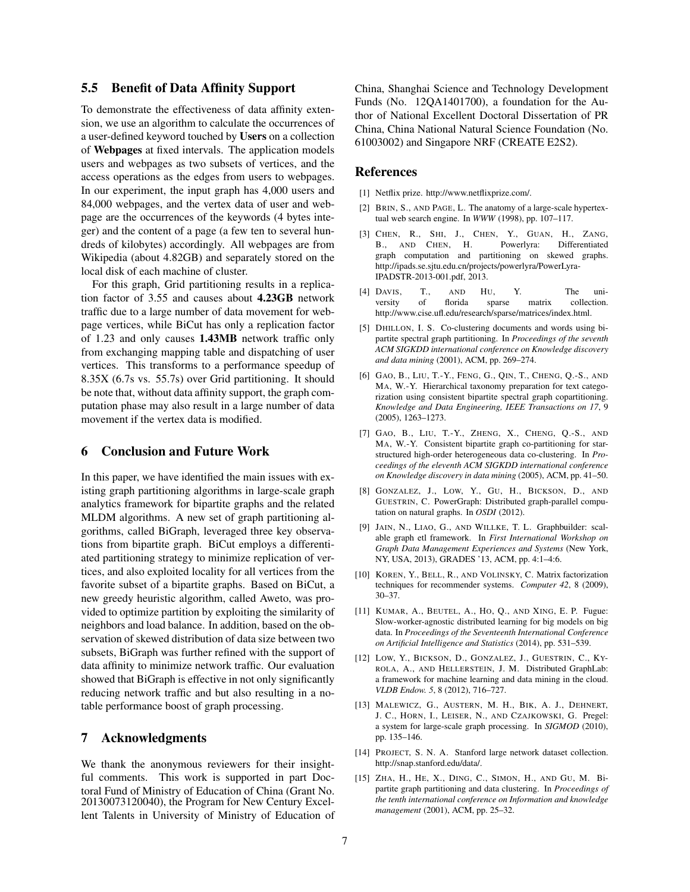## 5.5 Benefit of Data Affinity Support

To demonstrate the effectiveness of data affinity extension, we use an algorithm to calculate the occurrences of a user-defined keyword touched by **Users** on a collection of **Webpages** at fixed intervals. The application models users and webpages as two subsets of vertices, and the access operations as the edges from users to webpages. In our experiment, the input graph has 4,000 users and 84,000 webpages, and the vertex data of user and webpage are the occurrences of the keywords (4 bytes integer) and the content of a page (a few ten to several hundreds of kilobytes) accordingly. All webpages are from Wikipedia (about 4.82GB) and separately stored on the local disk of each machine of cluster.

For this graph, Grid partitioning results in a replication factor of 3.55 and causes about **4.23GB** network traffic due to a large number of data movement for webpage vertices, while BiCut has only a replication factor of 1.23 and only causes **1.43MB** network traffic only from exchanging mapping table and dispatching of user vertices. This transforms to a performance speedup of 8.35X (6.7s vs. 55.7s) over Grid partitioning. It should be note that, without data affinity support, the graph computation phase may also result in a large number of data movement if the vertex data is modified.

# 6 Conclusion and Future Work

In this paper, we have identified the main issues with existing graph partitioning algorithms in large-scale graph analytics framework for bipartite graphs and the related MLDM algorithms. A new set of graph partitioning algorithms, called BiGraph, leveraged three key observations from bipartite graph. BiCut employs a differentiated partitioning strategy to minimize replication of vertices, and also exploited locality for all vertices from the favorite subset of a bipartite graphs. Based on BiCut, a new greedy heuristic algorithm, called Aweto, was provided to optimize partition by exploiting the similarity of neighbors and load balance. In addition, based on the observation of skewed distribution of data size between two subsets, BiGraph was further refined with the support of data affinity to minimize network traffic. Our evaluation showed that BiGraph is effective in not only significantly reducing network traffic and but also resulting in a notable performance boost of graph processing.

# 7 Acknowledgments

We thank the anonymous reviewers for their insightful comments. This work is supported in part Doctoral Fund of Ministry of Education of China (Grant No. 20130073120040), the Program for New Century Excellent Talents in University of Ministry of Education of China, Shanghai Science and Technology Development Funds (No. 12QA1401700), a foundation for the Author of National Excellent Doctoral Dissertation of PR China, China National Natural Science Foundation (No. 61003002) and Singapore NRF (CREATE E2S2).

# References

[1] Netflix prize. http://www.netflixprize.com/.

[2] BRIN, S., AND PAGE, L. The anatomy of a large-scale hypertextual web search engine. In *WWW* (1998), pp. 107–117.

[3] CHEN, R., SHI, J., CHEN, Y., GUAN, H., ZANG, B., AND CHEN, H. Powerlyra: Differentiated graph computation and partitioning on skewed graphs. http://ipads.se.sjtu.edu.cn/projects/powerlyra/PowerLyra-IPADSTR-2013-001.pdf, 2013.

[4] DAVIS, T., AND HU, Y. The university of florida sparse matrix collection. http://www.cise.ufl.edu/research/sparse/matrices/index.html.

[5] DHILLON, I. S. Co-clustering documents and words using bipartite spectral graph partitioning. In *Proceedings of the seventh ACM SIGKDD international conference on Knowledge discovery and data mining* (2001), ACM, pp. 269–274.

[6] GAO, B., LIU, T.-Y., FENG, G., QIN, T., CHENG, Q.-S., AND MA, W.-Y. Hierarchical taxonomy preparation for text categorization using consistent bipartite spectral graph copartitioning. *Knowledge and Data Engineering, IEEE Transactions on 17*, 9 (2005), 1263–1273.

[7] GAO, B., LIU, T.-Y., ZHENG, X., CHENG, Q.-S., AND MA, W.-Y. Consistent bipartite graph co-partitioning for star-structured high-order heterogeneous data co-clustering. In *Proceedings of the eleventh ACM SIGKDD international conference on Knowledge discovery in data mining* (2005), ACM, pp. 41–50.

[8] GONZALEZ, J., LOW, Y., GU, H., BICKSON, D., AND GUESTRIN, C. PowerGraph: Distributed graph-parallel computation on natural graphs. In *OSDI* (2012).

[9] JAIN, N., LIAO, G., AND WILLKE, T. L. Graphbuilder: scalable graph etl framework. In *First International Workshop on Graph Data Management Experiences and Systems* (New York, NY, USA, 2013), GRADES '13, ACM, pp. 4:1–4:6.

[10] KOREN, Y., BELL, R., AND VOLINSKY, C. Matrix factorization techniques for recommender systems. *Computer 42*, 8 (2009), 30–37.

[11] KUMAR, A., BEUTEL, A., HO, Q., AND XING, E. P. Fugue: Slow-worker-agnostic distributed learning for big models on big data. In *Proceedings of the Seventeenth International Conference on Artificial Intelligence and Statistics* (2014), pp. 531–539.

[12] LOW, Y., BICKSON, D., GONZALEZ, J., GUESTRIN, C., KYROLA, A., AND HELLERSTEIN, J. M. Distributed GraphLab: a framework for machine learning and data mining in the cloud. *VLDB Endow. 5*, 8 (2012), 716–727.

[13] MALEWICZ, G., AUSTERN, M. H., BIK, A. J., DEHNERT, J. C., HORN, I., LEISER, N., AND CZAJKOWSKI, G. Pregel: a system for large-scale graph processing. In *SIGMOD* (2010), pp. 135–146.

[14] PROJECT, S. N. A. Stanford large network dataset collection. http://snap.stanford.edu/data/.

[15] ZHA, H., HE, X., DING, C., SIMON, H., AND GU, M. Bipartite graph partitioning and data clustering. In *Proceedings of the tenth international conference on Information and knowledge management* (2001), ACM, pp. 25–32.